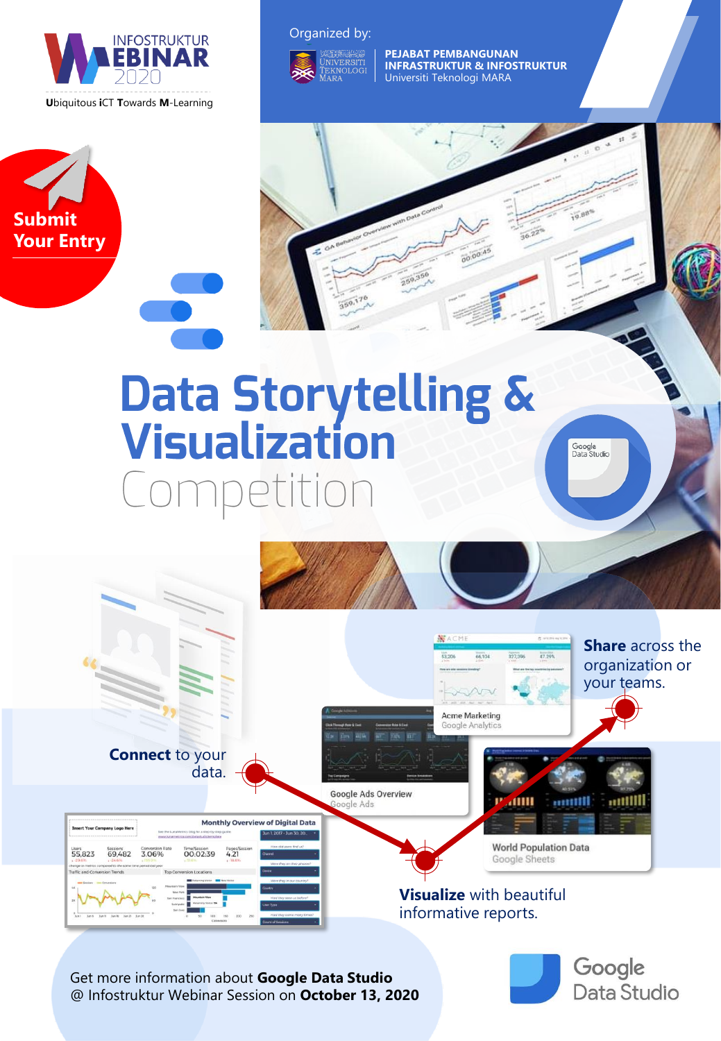INFOSTRUKTUR WEBINAR 2020

**U**biquitous **iC**T **T**owards **M**-Learning

Organized by:

UNIVERSITI TEKNOLOGI MARA

**PEJABAT PEMBANGUNAN INFRASTRUKTUR & INFOSTRUKTUR**
Universiti Teknologi MARA

**Submit Your Entry**

# Data Storytelling & Visualization
# Competition

**Connect** to your data.

**Visualize** with beautiful informative reports.

**Share** across the organization or your teams.

Get more information about **Google Data Studio** @ Infostruktur Webinar Session on **October 13, 2020**

Google Data Studio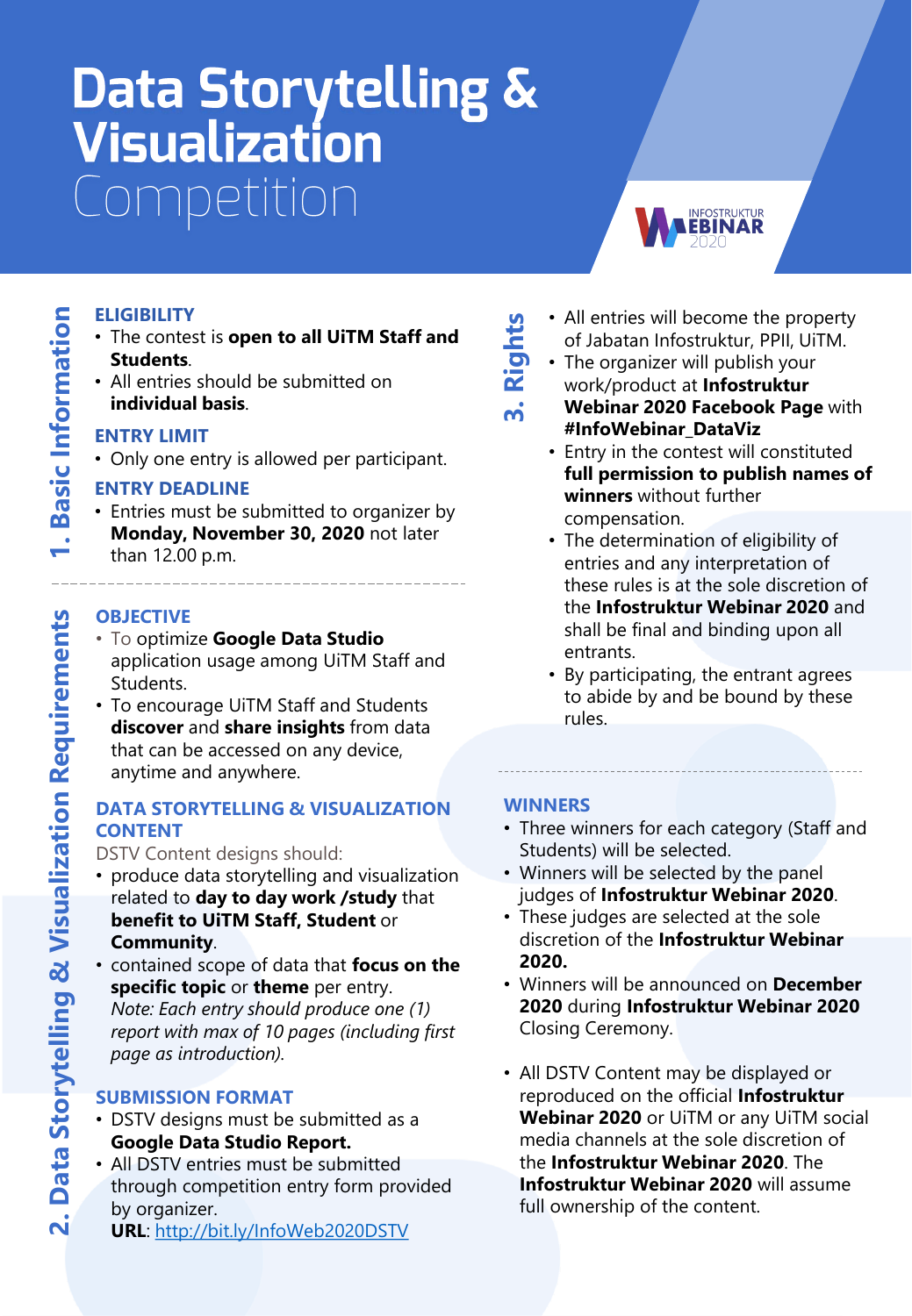# Data Storytelling & Visualization Competition

## 1. Basic Information

### ELIGIBILITY

- The contest is **open to all UiTM Staff and Students**.
- All entries should be submitted on **individual basis**.

### ENTRY LIMIT

- Only one entry is allowed per participant.

### ENTRY DEADLINE

- Entries must be submitted to organizer by **Monday, November 30, 2020** not later than 12.00 p.m.

## 2. Data Storytelling & Visualization Requirements

### OBJECTIVE

- To optimize **Google Data Studio** application usage among UiTM Staff and Students.
- To encourage UiTM Staff and Students **discover** and **share insights** from data that can be accessed on any device, anytime and anywhere.

### DATA STORYTELLING & VISUALIZATION CONTENT

DSTV Content designs should:

- produce data storytelling and visualization related to **day to day work /study** that **benefit to UiTM Staff, Student** or **Community**.
- contained scope of data that **focus on the specific topic** or **theme** per entry.
  *Note: Each entry should produce one (1) report with max of 10 pages (including first page as introduction).*

### SUBMISSION FORMAT

- DSTV designs must be submitted as a **Google Data Studio Report.**
- All DSTV entries must be submitted through competition entry form provided by organizer.
  **URL**: http://bit.ly/InfoWeb2020DSTV

## 3. Rights

- All entries will become the property of Jabatan Infostruktur, PPII, UiTM.
- The organizer will publish your work/product at **Infostruktur Webinar 2020 Facebook Page** with **#InfoWebinar_DataViz**
- Entry in the contest will constituted **full permission to publish names of winners** without further compensation.
- The determination of eligibility of entries and any interpretation of these rules is at the sole discretion of the **Infostruktur Webinar 2020** and shall be final and binding upon all entrants.
- By participating, the entrant agrees to abide by and be bound by these rules.

### WINNERS

- Three winners for each category (Staff and Students) will be selected.
- Winners will be selected by the panel judges of **Infostruktur Webinar 2020**.
- These judges are selected at the sole discretion of the **Infostruktur Webinar 2020.**
- Winners will be announced on **December 2020** during **Infostruktur Webinar 2020** Closing Ceremony.

- All DSTV Content may be displayed or reproduced on the official **Infostruktur Webinar 2020** or UiTM or any UiTM social media channels at the sole discretion of the **Infostruktur Webinar 2020**. The **Infostruktur Webinar 2020** will assume full ownership of the content.